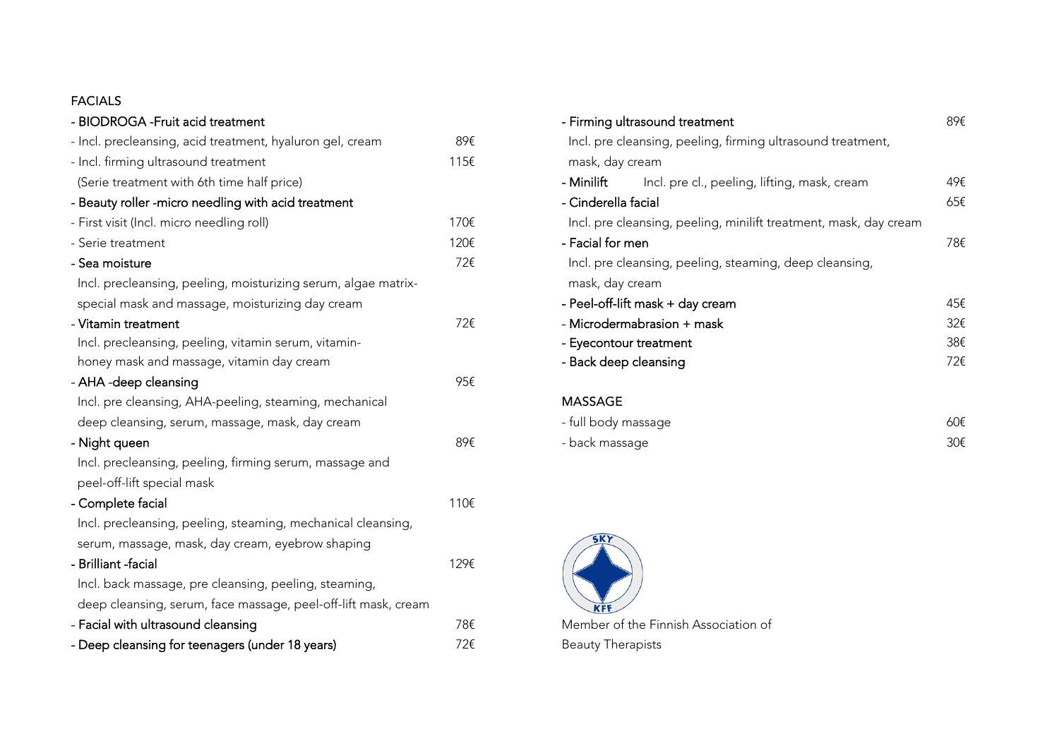## FACIALS

**- BIODROGA -Fruit acid treatment**
- Incl. precleansing, acid treatment, hyaluron gel, cream 89€
- Incl. firming ultrasound treatment 115€

(Serie treatment with 6th time half price)

**- Beauty roller -micro needling with acid treatment**
- First visit (Incl. micro needling roll) 170€
- Serie treatment 120€

**- Sea moisture** 72€
Incl. precleansing, peeling, moisturizing serum, algae matrix-special mask and massage, moisturizing day cream

**- Vitamin treatment** 72€
Incl. precleansing, peeling, vitamin serum, vitamin-honey mask and massage, vitamin day cream

**- AHA -deep cleansing** 95€
Incl. pre cleansing, AHA-peeling, steaming, mechanical deep cleansing, serum, massage, mask, day cream

**- Night queen** 89€
Incl. precleansing, peeling, firming serum, massage and peel-off-lift special mask

**- Complete facial** 110€
Incl. precleansing, peeling, steaming, mechanical cleansing, serum, massage, mask, day cream, eyebrow shaping

**- Brilliant -facial** 129€
Incl. back massage, pre cleansing, peeling, steaming, deep cleansing, serum, face massage, peel-off-lift mask, cream

**- Facial with ultrasound cleansing** 78€

**- Deep cleansing for teenagers (under 18 years)** 72€

**- Firming ultrasound treatment** 89€
Incl. pre cleansing, peeling, firming ultrasound treatment, mask, day cream

**- Minilift** Incl. pre cl., peeling, lifting, mask, cream 49€

**- Cinderella facial** 65€
Incl. pre cleansing, peeling, minilift treatment, mask, day cream

**- Facial for men** 78€
Incl. pre cleansing, peeling, steaming, deep cleansing, mask, day cream

**- Peel-off-lift mask + day cream** 45€

**- Microdermabrasion + mask** 32€

**- Eyecontour treatment** 38€

**- Back deep cleansing** 72€

## MASSAGE

- full body massage 60€
- back massage 30€

SKY KFF

Member of the Finnish Association of Beauty Therapists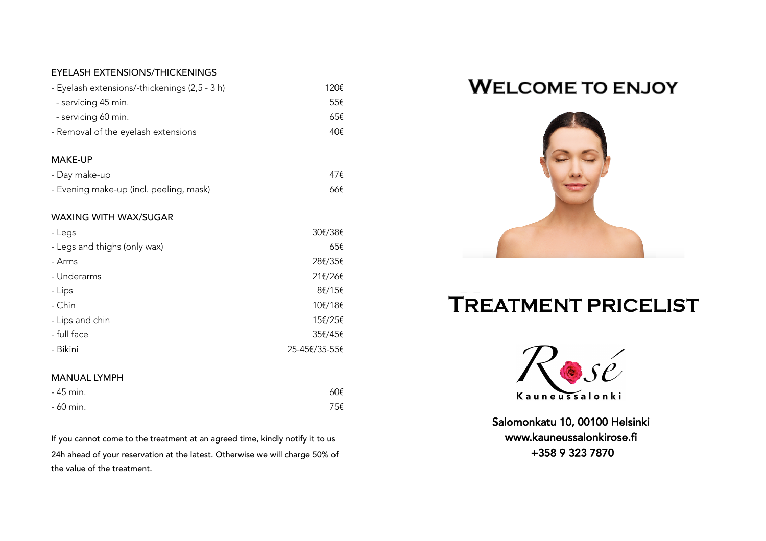## EYELASH EXTENSIONS/THICKENINGS

| | |
|---|---|
| - Eyelash extensions/-thickenings (2,5 - 3 h) | 120€ |
| - servicing 45 min. | 55€ |
| - servicing 60 min. | 65€ |
| - Removal of the eyelash extensions | 40€ |

## MAKE-UP

| | |
|---|---|
| - Day make-up | 47€ |
| - Evening make-up (incl. peeling, mask) | 66€ |

## WAXING WITH WAX/SUGAR

| | |
|---|---|
| - Legs | 30€/38€ |
| - Legs and thighs (only wax) | 65€ |
| - Arms | 28€/35€ |
| - Underarms | 21€/26€ |
| - Lips | 8€/15€ |
| - Chin | 10€/18€ |
| - Lips and chin | 15€/25€ |
| - full face | 35€/45€ |
| - Bikini | 25-45€/35-55€ |

## MANUAL LYMPH

| | |
|---|---|
| - 45 min. | 60€ |
| - 60 min. | 75€ |

If you cannot come to the treatment at an agreed time, kindly notify it to us 24h ahead of your reservation at the latest. Otherwise we will charge 50% of the value of the treatment.

# WELCOME TO ENJOY

# TREATMENT PRICELIST

Rosé
Kauneussalonki

Salomonkatu 10, 00100 Helsinki
www.kauneussalonkirose.fi
+358 9 323 7870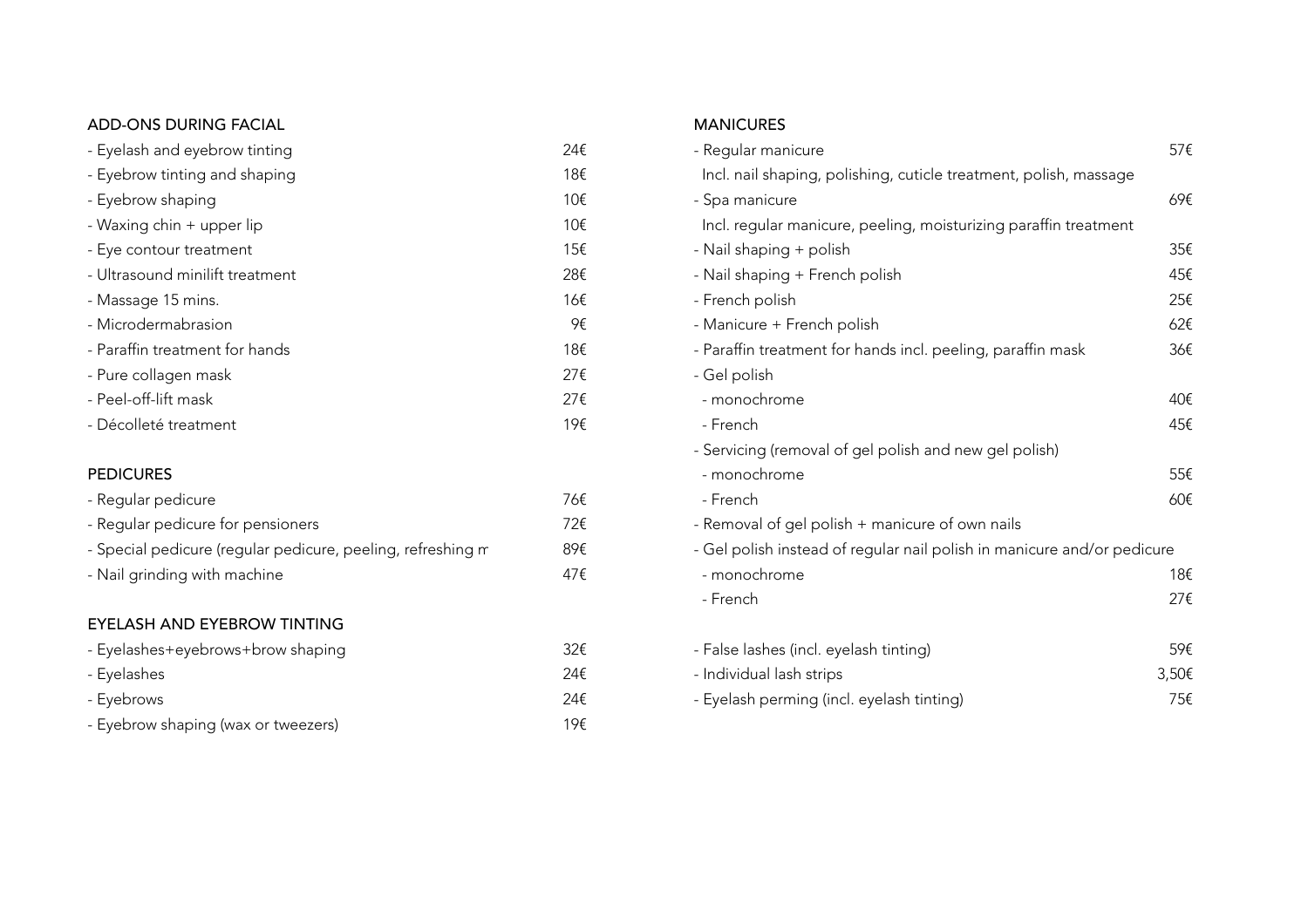## ADD-ONS DURING FACIAL

| | |
|---|---|
| - Eyelash and eyebrow tinting | 24€ |
| - Eyebrow tinting and shaping | 18€ |
| - Eyebrow shaping | 10€ |
| - Waxing chin + upper lip | 10€ |
| - Eye contour treatment | 15€ |
| - Ultrasound minilift treatment | 28€ |
| - Massage 15 mins. | 16€ |
| - Microdermabrasion | 9€ |
| - Paraffin treatment for hands | 18€ |
| - Pure collagen mask | 27€ |
| - Peel-off-lift mask | 27€ |
| - Décolleté treatment | 19€ |

## PEDICURES

| | |
|---|---|
| - Regular pedicure | 76€ |
| - Regular pedicure for pensioners | 72€ |
| - Special pedicure (regular pedicure, peeling, refreshing m | 89€ |
| - Nail grinding with machine | 47€ |

## EYELASH AND EYEBROW TINTING

| | |
|---|---|
| - Eyelashes+eyebrows+brow shaping | 32€ |
| - Eyelashes | 24€ |
| - Eyebrows | 24€ |
| - Eyebrow shaping (wax or tweezers) | 19€ |

## MANICURES

| | |
|---|---|
| - Regular manicure<br>Incl. nail shaping, polishing, cuticle treatment, polish, massage | 57€ |
| - Spa manicure<br>Incl. regular manicure, peeling, moisturizing paraffin treatment | 69€ |
| - Nail shaping + polish | 35€ |
| - Nail shaping + French polish | 45€ |
| - French polish | 25€ |
| - Manicure + French polish | 62€ |
| - Paraffin treatment for hands incl. peeling, paraffin mask | 36€ |
| - Gel polish | |
| - monochrome | 40€ |
| - French | 45€ |
| - Servicing (removal of gel polish and new gel polish) | |
| - monochrome | 55€ |
| - French | 60€ |
| - Removal of gel polish + manicure of own nails | |
| - Gel polish instead of regular nail polish in manicure and/or pedicure | |
| - monochrome | 18€ |
| - French | 27€ |
| - False lashes (incl. eyelash tinting) | 59€ |
| - Individual lash strips | 3,50€ |
| - Eyelash perming (incl. eyelash tinting) | 75€ |